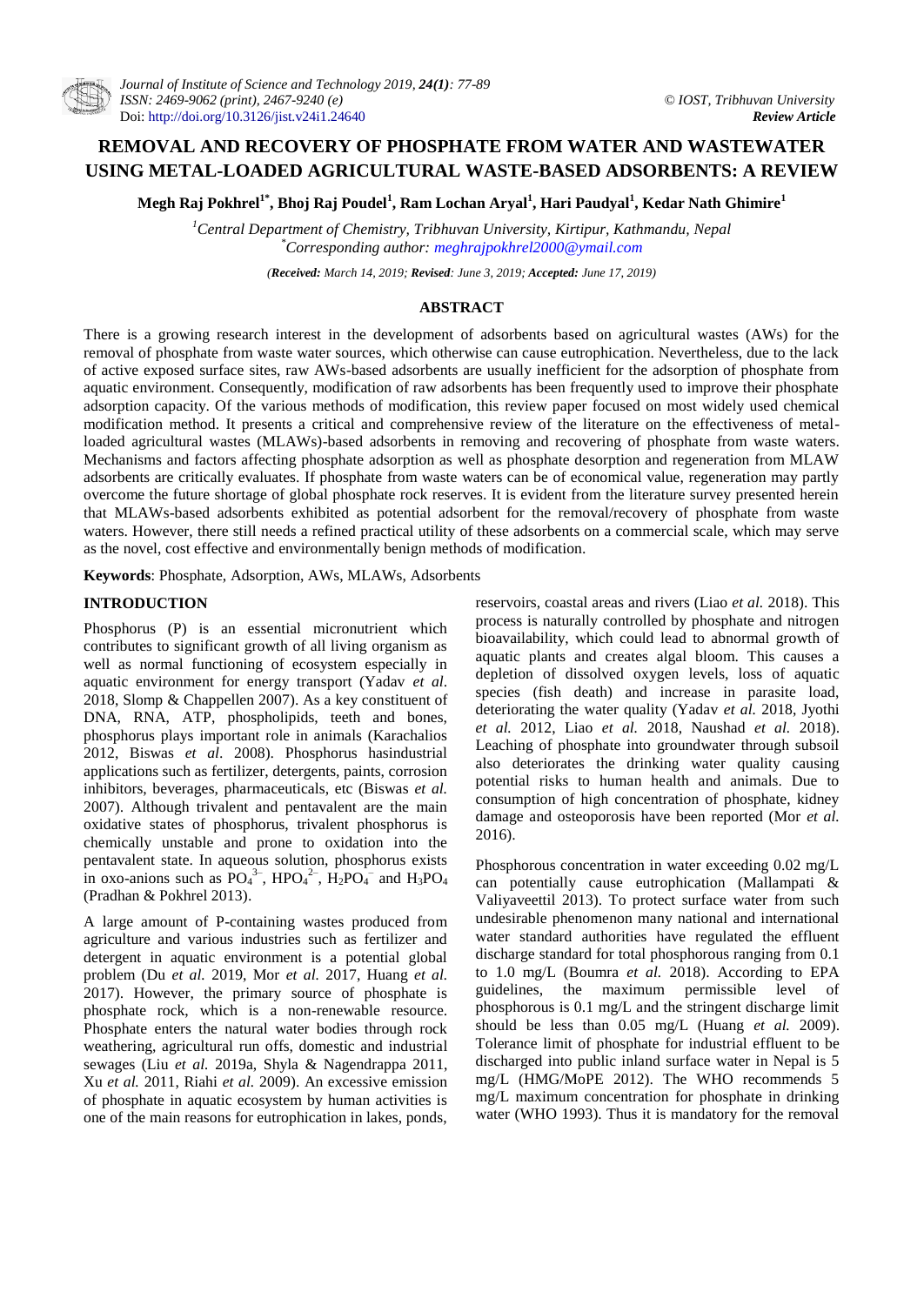*Journal of Institute of Science and Technology 2019, **24(1)**: 77-89*
*ISSN: 2469-9062 (print), 2467-9240 (e)*
Doi: http://doi.org/10.3126/jist.v24i1.24640

© IOST, Tribhuvan University
***Review Article***

# REMOVAL AND RECOVERY OF PHOSPHATE FROM WATER AND WASTEWATER USING METAL-LOADED AGRICULTURAL WASTE-BASED ADSORBENTS: A REVIEW

**Megh Raj Pokhrel[1*], Bhoj Raj Poudel[1], Ram Lochan Aryal[1], Hari Paudyal[1], Kedar Nath Ghimire[1]**

*[1]Central Department of Chemistry, Tribhuvan University, Kirtipur, Kathmandu, Nepal*
*[*]Corresponding author: meghrajpokhrel2000@ymail.com*

*(**Received:** March 14, 2019; **Revised**: June 3, 2019; **Accepted:** June 17, 2019)*

## ABSTRACT

There is a growing research interest in the development of adsorbents based on agricultural wastes (AWs) for the removal of phosphate from waste water sources, which otherwise can cause eutrophication. Nevertheless, due to the lack of active exposed surface sites, raw AWs-based adsorbents are usually inefficient for the adsorption of phosphate from aquatic environment. Consequently, modification of raw adsorbents has been frequently used to improve their phosphate adsorption capacity. Of the various methods of modification, this review paper focused on most widely used chemical modification method. It presents a critical and comprehensive review of the literature on the effectiveness of metal-loaded agricultural wastes (MLAWs)-based adsorbents in removing and recovering of phosphate from waste waters. Mechanisms and factors affecting phosphate adsorption as well as phosphate desorption and regeneration from MLAW adsorbents are critically evaluates. If phosphate from waste waters can be of economical value, regeneration may partly overcome the future shortage of global phosphate rock reserves. It is evident from the literature survey presented herein that MLAWs-based adsorbents exhibited as potential adsorbent for the removal/recovery of phosphate from waste waters. However, there still needs a refined practical utility of these adsorbents on a commercial scale, which may serve as the novel, cost effective and environmentally benign methods of modification.

**Keywords**: Phosphate, Adsorption, AWs, MLAWs, Adsorbents

## INTRODUCTION

Phosphorus (P) is an essential micronutrient which contributes to significant growth of all living organism as well as normal functioning of ecosystem especially in aquatic environment for energy transport (Yadav *et al*. 2018, Slomp & Chappellen 2007). As a key constituent of DNA, RNA, ATP, phospholipids, teeth and bones, phosphorus plays important role in animals (Karachalios 2012, Biswas *et al*. 2008). Phosphorus hasindustrial applications such as fertilizer, detergents, paints, corrosion inhibitors, beverages, pharmaceuticals, etc (Biswas *et al.* 2007). Although trivalent and pentavalent are the main oxidative states of phosphorus, trivalent phosphorus is chemically unstable and prone to oxidation into the pentavalent state. In aqueous solution, phosphorus exists in oxo-anions such as $PO_4^{3-}$, $HPO_4^{2-}$, $H_2PO_4^-$ and $H_3PO_4$ (Pradhan & Pokhrel 2013).

A large amount of P-containing wastes produced from agriculture and various industries such as fertilizer and detergent in aquatic environment is a potential global problem (Du *et al.* 2019, Mor *et al.* 2017, Huang *et al.* 2017). However, the primary source of phosphate is phosphate rock, which is a non-renewable resource. Phosphate enters the natural water bodies through rock weathering, agricultural run offs, domestic and industrial sewages (Liu *et al.* 2019a, Shyla & Nagendrappa 2011, Xu *et al.* 2011, Riahi *et al.* 2009). An excessive emission of phosphate in aquatic ecosystem by human activities is one of the main reasons for eutrophication in lakes, ponds, reservoirs, coastal areas and rivers (Liao *et al.* 2018). This process is naturally controlled by phosphate and nitrogen bioavailability, which could lead to abnormal growth of aquatic plants and creates algal bloom. This causes a depletion of dissolved oxygen levels, loss of aquatic species (fish death) and increase in parasite load, deteriorating the water quality (Yadav *et al.* 2018, Jyothi *et al.* 2012, Liao *et al.* 2018, Naushad *et al.* 2018). Leaching of phosphate into groundwater through subsoil also deteriorates the drinking water quality causing potential risks to human health and animals. Due to consumption of high concentration of phosphate, kidney damage and osteoporosis have been reported (Mor *et al.* 2016).

Phosphorous concentration in water exceeding 0.02 mg/L can potentially cause eutrophication (Mallampati & Valiyaveettil 2013). To protect surface water from such undesirable phenomenon many national and international water standard authorities have regulated the effluent discharge standard for total phosphorous ranging from 0.1 to 1.0 mg/L (Boumra *et al.* 2018). According to EPA guidelines, the maximum permissible level of phosphorous is 0.1 mg/L and the stringent discharge limit should be less than 0.05 mg/L (Huang *et al.* 2009). Tolerance limit of phosphate for industrial effluent to be discharged into public inland surface water in Nepal is 5 mg/L (HMG/MoPE 2012). The WHO recommends 5 mg/L maximum concentration for phosphate in drinking water (WHO 1993). Thus it is mandatory for the removal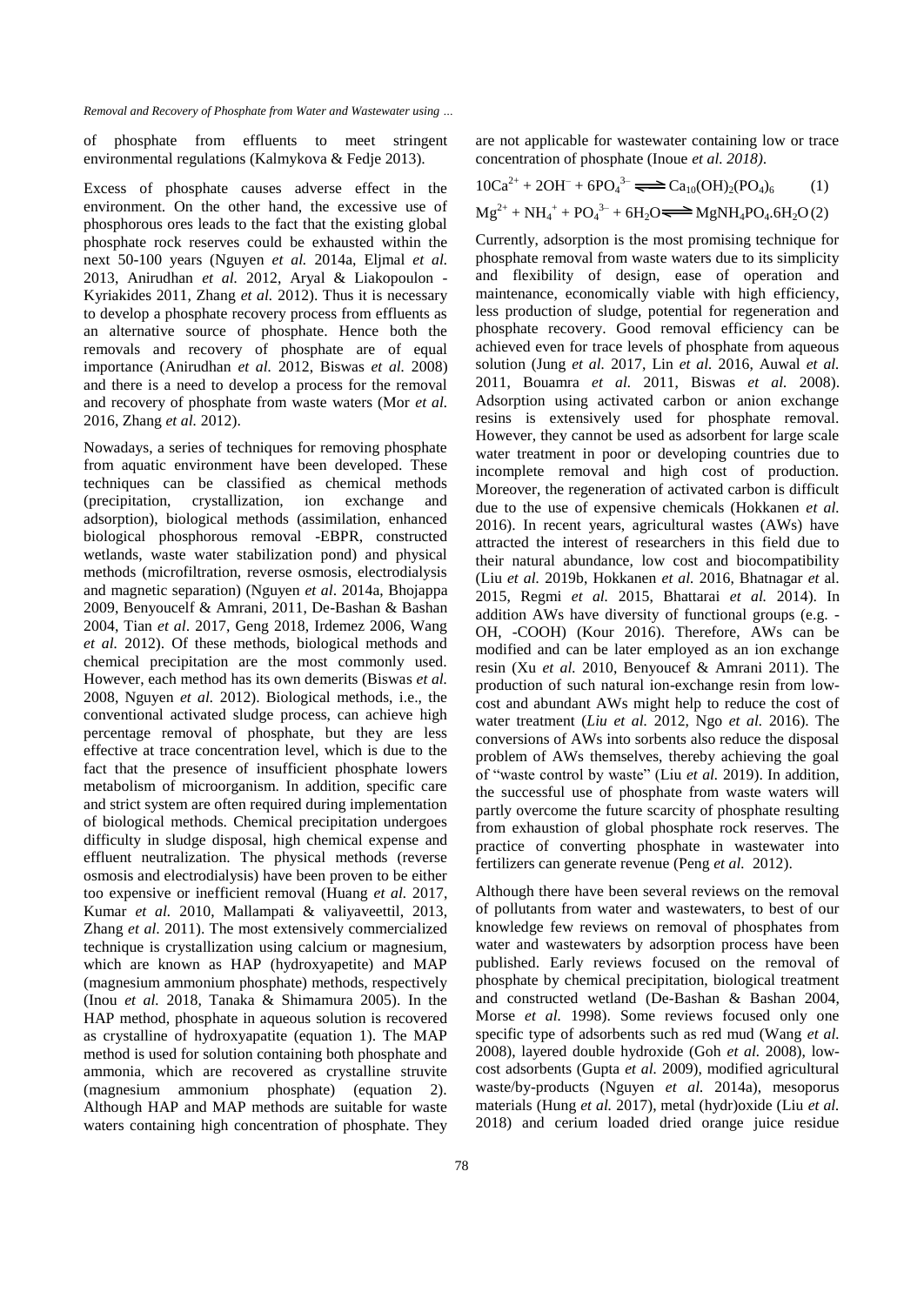of phosphate from effluents to meet stringent environmental regulations (Kalmykova & Fedje 2013).

Excess of phosphate causes adverse effect in the environment. On the other hand, the excessive use of phosphorous ores leads to the fact that the existing global phosphate rock reserves could be exhausted within the next 50-100 years (Nguyen *et al.* 2014a, Eljmal *et al.* 2013, Anirudhan *et al.* 2012, Aryal & Liakopoulon - Kyriakides 2011, Zhang *et al.* 2012). Thus it is necessary to develop a phosphate recovery process from effluents as an alternative source of phosphate. Hence both the removals and recovery of phosphate are of equal importance (Anirudhan *et al.* 2012, Biswas *et al.* 2008) and there is a need to develop a process for the removal and recovery of phosphate from waste waters (Mor *et al.* 2016, Zhang *et al.* 2012).

Nowadays, a series of techniques for removing phosphate from aquatic environment have been developed. These techniques can be classified as chemical methods (precipitation, crystallization, ion exchange and adsorption), biological methods (assimilation, enhanced biological phosphorous removal -EBPR, constructed wetlands, waste water stabilization pond) and physical methods (microfiltration, reverse osmosis, electrodialysis and magnetic separation) (Nguyen *et al*. 2014a, Bhojappa 2009, Benyoucelf & Amrani, 2011, De-Bashan & Bashan 2004, Tian *et al*. 2017, Geng 2018, Irdemez 2006, Wang *et al.* 2012). Of these methods, biological methods and chemical precipitation are the most commonly used. However, each method has its own demerits (Biswas *et al.* 2008, Nguyen *et al.* 2012). Biological methods, i.e., the conventional activated sludge process, can achieve high percentage removal of phosphate, but they are less effective at trace concentration level, which is due to the fact that the presence of insufficient phosphate lowers metabolism of microorganism. In addition, specific care and strict system are often required during implementation of biological methods. Chemical precipitation undergoes difficulty in sludge disposal, high chemical expense and effluent neutralization. The physical methods (reverse osmosis and electrodialysis) have been proven to be either too expensive or inefficient removal (Huang *et al.* 2017, Kumar *et al.* 2010, Mallampati & valiyaveettil, 2013, Zhang *et al.* 2011). The most extensively commercialized technique is crystallization using calcium or magnesium, which are known as HAP (hydroxyapetite) and MAP (magnesium ammonium phosphate) methods, respectively (Inou *et al.* 2018, Tanaka & Shimamura 2005). In the HAP method, phosphate in aqueous solution is recovered as crystalline of hydroxyapatite (equation 1). The MAP method is used for solution containing both phosphate and ammonia, which are recovered as crystalline struvite (magnesium ammonium phosphate) (equation 2). Although HAP and MAP methods are suitable for waste waters containing high concentration of phosphate. They are not applicable for wastewater containing low or trace concentration of phosphate (Inoue *et al. 2018).*

$$10Ca^{2+} + 2OH^{-} + 6PO_4^{3-} \rightleftharpoons Ca_{10}(OH)_2(PO_4)_6 \qquad (1)$$

$$Mg^{2+} + NH_4^{+} + PO_4^{3-} + 6H_2O \rightleftharpoons MgNH_4PO_4.6H_2O \qquad (2)$$

Currently, adsorption is the most promising technique for phosphate removal from waste waters due to its simplicity and flexibility of design, ease of operation and maintenance, economically viable with high efficiency, less production of sludge, potential for regeneration and phosphate recovery. Good removal efficiency can be achieved even for trace levels of phosphate from aqueous solution (Jung *et al.* 2017, Lin *et al.* 2016, Auwal *et al.* 2011, Bouamra *et al.* 2011, Biswas *et al.* 2008). Adsorption using activated carbon or anion exchange resins is extensively used for phosphate removal. However, they cannot be used as adsorbent for large scale water treatment in poor or developing countries due to incomplete removal and high cost of production. Moreover, the regeneration of activated carbon is difficult due to the use of expensive chemicals (Hokkanen *et al.* 2016). In recent years, agricultural wastes (AWs) have attracted the interest of researchers in this field due to their natural abundance, low cost and biocompatibility (Liu *et al.* 2019b, Hokkanen *et al.* 2016, Bhatnagar *et* al. 2015, Regmi *et al.* 2015, Bhattarai *et al.* 2014). In addition AWs have diversity of functional groups (e.g. -OH, -COOH) (Kour 2016). Therefore, AWs can be modified and can be later employed as an ion exchange resin (Xu *et al.* 2010, Benyoucef & Amrani 2011). The production of such natural ion-exchange resin from low-cost and abundant AWs might help to reduce the cost of water treatment (*Liu et al.* 2012, Ngo *et al.* 2016). The conversions of AWs into sorbents also reduce the disposal problem of AWs themselves, thereby achieving the goal of "waste control by waste" (Liu *et al.* 2019). In addition, the successful use of phosphate from waste waters will partly overcome the future scarcity of phosphate resulting from exhaustion of global phosphate rock reserves. The practice of converting phosphate in wastewater into fertilizers can generate revenue (Peng *et al.* 2012).

Although there have been several reviews on the removal of pollutants from water and wastewaters, to best of our knowledge few reviews on removal of phosphates from water and wastewaters by adsorption process have been published. Early reviews focused on the removal of phosphate by chemical precipitation, biological treatment and constructed wetland (De-Bashan & Bashan 2004, Morse *et al.* 1998). Some reviews focused only one specific type of adsorbents such as red mud (Wang *et al.* 2008), layered double hydroxide (Goh *et al.* 2008), low-cost adsorbents (Gupta *et al.* 2009), modified agricultural waste/by-products (Nguyen *et al.* 2014a), mesoporus materials (Hung *et al.* 2017), metal (hydr)oxide (Liu *et al.* 2018) and cerium loaded dried orange juice residue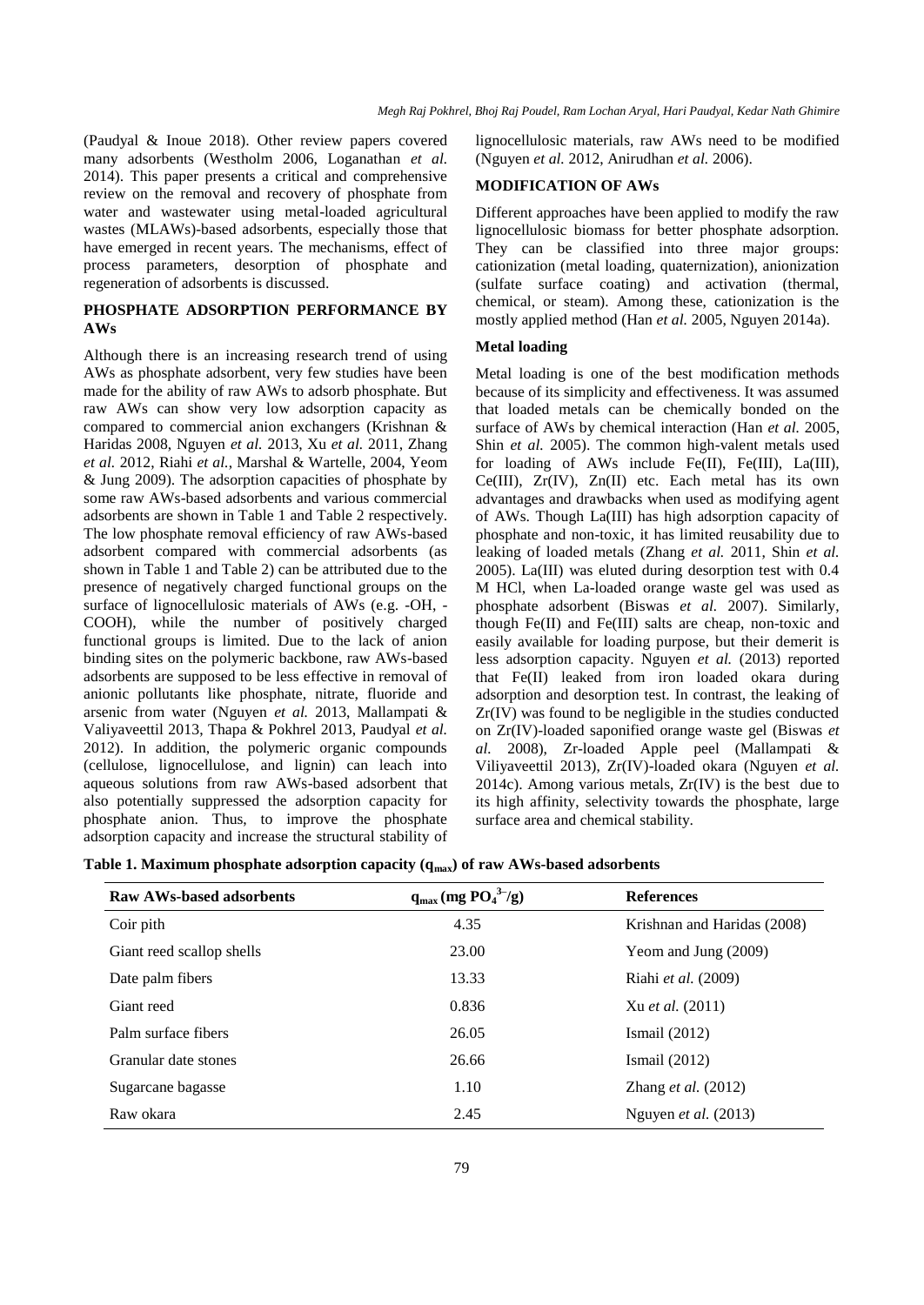(Paudyal & Inoue 2018). Other review papers covered many adsorbents (Westholm 2006, Loganathan *et al.* 2014). This paper presents a critical and comprehensive review on the removal and recovery of phosphate from water and wastewater using metal-loaded agricultural wastes (MLAWs)-based adsorbents, especially those that have emerged in recent years. The mechanisms, effect of process parameters, desorption of phosphate and regeneration of adsorbents is discussed.

## PHOSPHATE ADSORPTION PERFORMANCE BY AWs

Although there is an increasing research trend of using AWs as phosphate adsorbent, very few studies have been made for the ability of raw AWs to adsorb phosphate. But raw AWs can show very low adsorption capacity as compared to commercial anion exchangers (Krishnan & Haridas 2008, Nguyen *et al.* 2013, Xu *et al.* 2011, Zhang *et al.* 2012, Riahi *et al.*, Marshal & Wartelle, 2004, Yeom & Jung 2009). The adsorption capacities of phosphate by some raw AWs-based adsorbents and various commercial adsorbents are shown in Table 1 and Table 2 respectively. The low phosphate removal efficiency of raw AWs-based adsorbent compared with commercial adsorbents (as shown in Table 1 and Table 2) can be attributed due to the presence of negatively charged functional groups on the surface of lignocellulosic materials of AWs (e.g. -OH, -COOH), while the number of positively charged functional groups is limited. Due to the lack of anion binding sites on the polymeric backbone, raw AWs-based adsorbents are supposed to be less effective in removal of anionic pollutants like phosphate, nitrate, fluoride and arsenic from water (Nguyen *et al.* 2013, Mallampati & Valiyaveettil 2013, Thapa & Pokhrel 2013, Paudyal *et al.* 2012). In addition, the polymeric organic compounds (cellulose, lignocellulose, and lignin) can leach into aqueous solutions from raw AWs-based adsorbent that also potentially suppressed the adsorption capacity for phosphate anion. Thus, to improve the phosphate adsorption capacity and increase the structural stability of lignocellulosic materials, raw AWs need to be modified (Nguyen *et al.* 2012, Anirudhan *et al.* 2006).

## MODIFICATION OF AWs

Different approaches have been applied to modify the raw lignocellulosic biomass for better phosphate adsorption. They can be classified into three major groups: cationization (metal loading, quaternization), anionization (sulfate surface coating) and activation (thermal, chemical, or steam). Among these, cationization is the mostly applied method (Han *et al.* 2005, Nguyen 2014a).

### Metal loading

Metal loading is one of the best modification methods because of its simplicity and effectiveness. It was assumed that loaded metals can be chemically bonded on the surface of AWs by chemical interaction (Han *et al.* 2005, Shin *et al.* 2005). The common high-valent metals used for loading of AWs include Fe(II), Fe(III), La(III), Ce(III), Zr(IV), Zn(II) etc. Each metal has its own advantages and drawbacks when used as modifying agent of AWs. Though La(III) has high adsorption capacity of phosphate and non-toxic, it has limited reusability due to leaking of loaded metals (Zhang *et al.* 2011, Shin *et al.* 2005). La(III) was eluted during desorption test with 0.4 M HCl, when La-loaded orange waste gel was used as phosphate adsorbent (Biswas *et al.* 2007). Similarly, though Fe(II) and Fe(III) salts are cheap, non-toxic and easily available for loading purpose, but their demerit is less adsorption capacity. Nguyen *et al.* (2013) reported that Fe(II) leaked from iron loaded okara during adsorption and desorption test. In contrast, the leaking of Zr(IV) was found to be negligible in the studies conducted on Zr(IV)-loaded saponified orange waste gel (Biswas *et al.* 2008), Zr-loaded Apple peel (Mallampati & Viliyaveettil 2013), Zr(IV)-loaded okara (Nguyen *et al.* 2014c). Among various metals, Zr(IV) is the best due to its high affinity, selectivity towards the phosphate, large surface area and chemical stability.

**Table 1. Maximum phosphate adsorption capacity ($q_{max}$) of raw AWs-based adsorbents**

| Raw AWs-based adsorbents | $q_{max}$ (mg $PO_4^{3-}$/g) | References |
|---|---|---|
| Coir pith | 4.35 | Krishnan and Haridas (2008) |
| Giant reed scallop shells | 23.00 | Yeom and Jung (2009) |
| Date palm fibers | 13.33 | Riahi *et al.* (2009) |
| Giant reed | 0.836 | Xu *et al.* (2011) |
| Palm surface fibers | 26.05 | Ismail (2012) |
| Granular date stones | 26.66 | Ismail (2012) |
| Sugarcane bagasse | 1.10 | Zhang *et al.* (2012) |
| Raw okara | 2.45 | Nguyen *et al.* (2013) |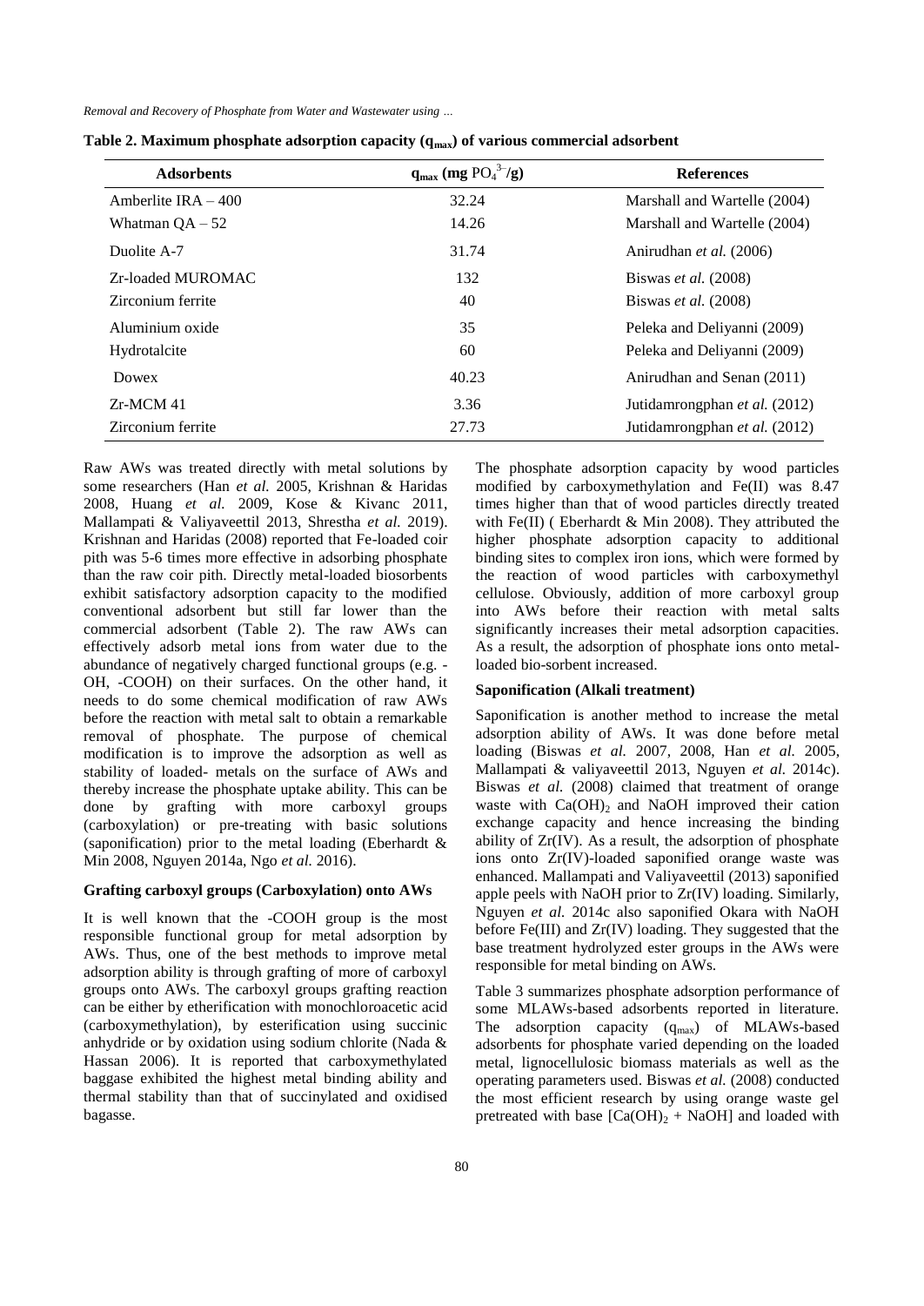**Table 2. Maximum phosphate adsorption capacity ($q_{max}$) of various commercial adsorbent**

| Adsorbents | $q_{max}$ (mg $PO_4^{3-}$/g) | References |
|---|---|---|
| Amberlite IRA – 400 | 32.24 | Marshall and Wartelle (2004) |
| Whatman QA – 52 | 14.26 | Marshall and Wartelle (2004) |
| Duolite A-7 | 31.74 | Anirudhan *et al.* (2006) |
| Zr-loaded MUROMAC | 132 | Biswas *et al.* (2008) |
| Zirconium ferrite | 40 | Biswas *et al.* (2008) |
| Aluminium oxide | 35 | Peleka and Deliyanni (2009) |
| Hydrotalcite | 60 | Peleka and Deliyanni (2009) |
| Dowex | 40.23 | Anirudhan and Senan (2011) |
| Zr-MCM 41 | 3.36 | Jutidamrongphan *et al.* (2012) |
| Zirconium ferrite | 27.73 | Jutidamrongphan *et al.* (2012) |

Raw AWs was treated directly with metal solutions by some researchers (Han *et al.* 2005, Krishnan & Haridas 2008, Huang *et al.* 2009, Kose & Kivanc 2011, Mallampati & Valiyaveettil 2013, Shrestha *et al.* 2019). Krishnan and Haridas (2008) reported that Fe-loaded coir pith was 5-6 times more effective in adsorbing phosphate than the raw coir pith. Directly metal-loaded biosorbents exhibit satisfactory adsorption capacity to the modified conventional adsorbent but still far lower than the commercial adsorbent (Table 2). The raw AWs can effectively adsorb metal ions from water due to the abundance of negatively charged functional groups (e.g. -OH, -COOH) on their surfaces. On the other hand, it needs to do some chemical modification of raw AWs before the reaction with metal salt to obtain a remarkable removal of phosphate. The purpose of chemical modification is to improve the adsorption as well as stability of loaded- metals on the surface of AWs and thereby increase the phosphate uptake ability. This can be done by grafting with more carboxyl groups (carboxylation) or pre-treating with basic solutions (saponification) prior to the metal loading (Eberhardt & Min 2008, Nguyen 2014a, Ngo *et al.* 2016).

### Grafting carboxyl groups (Carboxylation) onto AWs

It is well known that the -COOH group is the most responsible functional group for metal adsorption by AWs. Thus, one of the best methods to improve metal adsorption ability is through grafting of more of carboxyl groups onto AWs. The carboxyl groups grafting reaction can be either by etherification with monochloroacetic acid (carboxymethylation), by esterification using succinic anhydride or by oxidation using sodium chlorite (Nada & Hassan 2006). It is reported that carboxymethylated baggase exhibited the highest metal binding ability and thermal stability than that of succinylated and oxidised bagasse.

The phosphate adsorption capacity by wood particles modified by carboxymethylation and Fe(II) was 8.47 times higher than that of wood particles directly treated with Fe(II) ( Eberhardt & Min 2008). They attributed the higher phosphate adsorption capacity to additional binding sites to complex iron ions, which were formed by the reaction of wood particles with carboxymethyl cellulose. Obviously, addition of more carboxyl group into AWs before their reaction with metal salts significantly increases their metal adsorption capacities. As a result, the adsorption of phosphate ions onto metal-loaded bio-sorbent increased.

### Saponification (Alkali treatment)

Saponification is another method to increase the metal adsorption ability of AWs. It was done before metal loading (Biswas *et al.* 2007, 2008, Han *et al.* 2005, Mallampati & valiyaveettil 2013, Nguyen *et al.* 2014c). Biswas *et al.* (2008) claimed that treatment of orange waste with $Ca(OH)_2$ and NaOH improved their cation exchange capacity and hence increasing the binding ability of Zr(IV). As a result, the adsorption of phosphate ions onto Zr(IV)-loaded saponified orange waste was enhanced. Mallampati and Valiyaveettil (2013) saponified apple peels with NaOH prior to Zr(IV) loading. Similarly, Nguyen *et al.* 2014c also saponified Okara with NaOH before Fe(III) and Zr(IV) loading. They suggested that the base treatment hydrolyzed ester groups in the AWs were responsible for metal binding on AWs.

Table 3 summarizes phosphate adsorption performance of some MLAWs-based adsorbents reported in literature. The adsorption capacity ($q_{max}$) of MLAWs-based adsorbents for phosphate varied depending on the loaded metal, lignocellulosic biomass materials as well as the operating parameters used. Biswas *et al.* (2008) conducted the most efficient research by using orange waste gel pretreated with base [$Ca(OH)_2$ + NaOH] and loaded with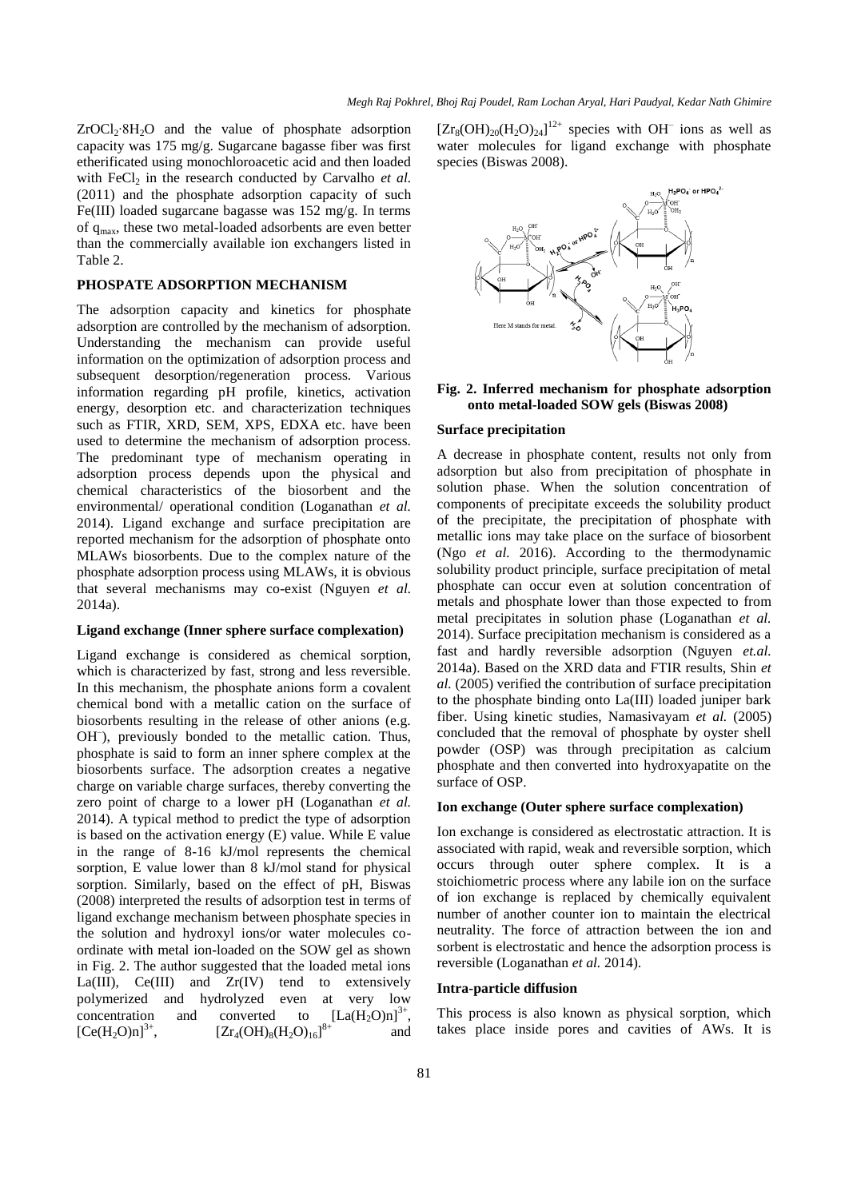$ZrOCl_2 \cdot 8H_2O$ and the value of phosphate adsorption capacity was 175 mg/g. Sugarcane bagasse fiber was first etherificated using monochloroacetic acid and then loaded with $FeCl_2$ in the research conducted by Carvalho *et al.* (2011) and the phosphate adsorption capacity of such Fe(III) loaded sugarcane bagasse was 152 mg/g. In terms of $q_{max}$, these two metal-loaded adsorbents are even better than the commercially available ion exchangers listed in Table 2.

## PHOSPATE ADSORPTION MECHANISM

The adsorption capacity and kinetics for phosphate adsorption are controlled by the mechanism of adsorption. Understanding the mechanism can provide useful information on the optimization of adsorption process and subsequent desorption/regeneration process. Various information regarding pH profile, kinetics, activation energy, desorption etc. and characterization techniques such as FTIR, XRD, SEM, XPS, EDXA etc. have been used to determine the mechanism of adsorption process. The predominant type of mechanism operating in adsorption process depends upon the physical and chemical characteristics of the biosorbent and the environmental/ operational condition (Loganathan *et al.* 2014). Ligand exchange and surface precipitation are reported mechanism for the adsorption of phosphate onto MLAWs biosorbents. Due to the complex nature of the phosphate adsorption process using MLAWs, it is obvious that several mechanisms may co-exist (Nguyen *et al.* 2014a).

### Ligand exchange (Inner sphere surface complexation)

Ligand exchange is considered as chemical sorption, which is characterized by fast, strong and less reversible. In this mechanism, the phosphate anions form a covalent chemical bond with a metallic cation on the surface of biosorbents resulting in the release of other anions (e.g. $OH^-$), previously bonded to the metallic cation. Thus, phosphate is said to form an inner sphere complex at the biosorbents surface. The adsorption creates a negative charge on variable charge surfaces, thereby converting the zero point of charge to a lower pH (Loganathan *et al.* 2014). A typical method to predict the type of adsorption is based on the activation energy (E) value. While E value in the range of 8-16 kJ/mol represents the chemical sorption, E value lower than 8 kJ/mol stand for physical sorption. Similarly, based on the effect of pH, Biswas (2008) interpreted the results of adsorption test in terms of ligand exchange mechanism between phosphate species in the solution and hydroxyl ions/or water molecules co-ordinate with metal ion-loaded on the SOW gel as shown in Fig. 2. The author suggested that the loaded metal ions La(III), Ce(III) and Zr(IV) tend to extensively polymerized and hydrolyzed even at very low concentration and converted to $[La(H_2O)n]^{3+}$, $[Ce(H_2O)n]^{3+}$, $[Zr_4(OH)_8(H_2O)_{16}]^{8+}$ and $[Zr_8(OH)_{20}(H_2O)_{24}]^{12+}$ species with $OH^-$ ions as well as water molecules for ligand exchange with phosphate species (Biswas 2008).

**Fig. 2. Inferred mechanism for phosphate adsorption onto metal-loaded SOW gels (Biswas 2008)**

### Surface precipitation

A decrease in phosphate content, results not only from adsorption but also from precipitation of phosphate in solution phase. When the solution concentration of components of precipitate exceeds the solubility product of the precipitate, the precipitation of phosphate with metallic ions may take place on the surface of biosorbent (Ngo *et al.* 2016). According to the thermodynamic solubility product principle, surface precipitation of metal phosphate can occur even at solution concentration of metals and phosphate lower than those expected to from metal precipitates in solution phase (Loganathan *et al.* 2014). Surface precipitation mechanism is considered as a fast and hardly reversible adsorption (Nguyen *et.al.* 2014a). Based on the XRD data and FTIR results, Shin *et al.* (2005) verified the contribution of surface precipitation to the phosphate binding onto La(III) loaded juniper bark fiber. Using kinetic studies, Namasivayam *et al.* (2005) concluded that the removal of phosphate by oyster shell powder (OSP) was through precipitation as calcium phosphate and then converted into hydroxyapatite on the surface of OSP.

### Ion exchange (Outer sphere surface complexation)

Ion exchange is considered as electrostatic attraction. It is associated with rapid, weak and reversible sorption, which occurs through outer sphere complex. It is a stoichiometric process where any labile ion on the surface of ion exchange is replaced by chemically equivalent number of another counter ion to maintain the electrical neutrality. The force of attraction between the ion and sorbent is electrostatic and hence the adsorption process is reversible (Loganathan *et al.* 2014).

### Intra-particle diffusion

This process is also known as physical sorption, which takes place inside pores and cavities of AWs. It is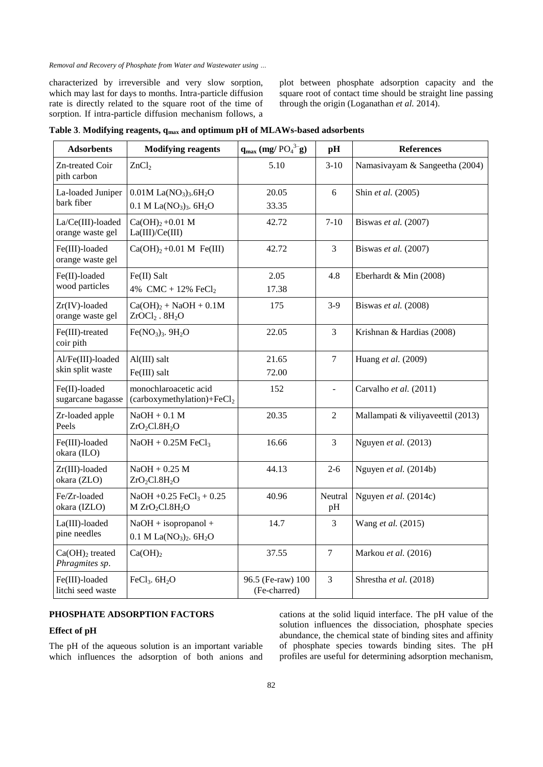characterized by irreversible and very slow sorption, which may last for days to months. Intra-particle diffusion rate is directly related to the square root of the time of sorption. If intra-particle diffusion mechanism follows, a plot between phosphate adsorption capacity and the square root of contact time should be straight line passing through the origin (Loganathan *et al.* 2014).

**Table 3**. **Modifying reagents, $q_{max}$ and optimum pH of MLAWs-based adsorbents**

| Adsorbents | Modifying reagents | $q_{max}$ (mg/ $PO_4^{3-}$g) | pH | References |
|---|---|---|---|---|
| Zn-treated Coir pith carbon | $ZnCl_2$ | 5.10 | 3-10 | Namasivayam & Sangeetha (2004) |
| La-loaded Juniper bark fiber | 0.01M $La(NO_3)_3.6H_2O$<br>0.1 M $La(NO_3)_3$. $6H_2O$ | 20.05<br>33.35 | 6 | Shin *et al.* (2005) |
| La/Ce(III)-loaded orange waste gel | $Ca(OH)_2$ +0.01 M La(III)/Ce(III) | 42.72 | 7-10 | Biswas *et al.* (2007) |
| Fe(III)-loaded orange waste gel | $Ca(OH)_2$ +0.01 M Fe(III) | 42.72 | 3 | Biswas *et al.* (2007) |
| Fe(II)-loaded wood particles | Fe(II) Salt<br>4% CMC + 12% $FeCl_2$ | 2.05<br>17.38 | 4.8 | Eberhardt & Min (2008) |
| Zr(IV)-loaded orange waste gel | $Ca(OH)_2$ + NaOH + 0.1M $ZrOCl_2$ . $8H_2O$ | 175 | 3-9 | Biswas *et al.* (2008) |
| Fe(III)-treated coir pith | $Fe(NO_3)_3$. $9H_2O$ | 22.05 | 3 | Krishnan & Hardias (2008) |
| Al/Fe(III)-loaded skin split waste | Al(III) salt<br>Fe(III) salt | 21.65<br>72.00 | 7 | Huang *et al.* (2009) |
| Fe(II)-loaded sugarcane bagasse | monochlaroacetic acid (carboxymethylation)+$FeCl_2$ | 152 | - | Carvalho *et al.* (2011) |
| Zr-loaded apple Peels | NaOH + 0.1 M $ZrO_2Cl.8H_2O$ | 20.35 | 2 | Mallampati & viliyaveettil (2013) |
| Fe(III)-loaded okara (ILO) | NaOH + 0.25M $FeCl_3$ | 16.66 | 3 | Nguyen *et al.* (2013) |
| Zr(III)-loaded okara (ZLO) | NaOH + 0.25 M $ZrO_2Cl.8H_2O$ | 44.13 | 2-6 | Nguyen *et al.* (2014b) |
| Fe/Zr-loaded okara (IZLO) | NaOH +0.25 $FeCl_3$ + 0.25 M $ZrO_2Cl.8H_2O$ | 40.96 | Neutral pH | Nguyen *et al.* (2014c) |
| La(III)-loaded pine needles | NaOH + isopropanol +<br>0.1 M $La(NO_3)_2$. $6H_2O$ | 14.7 | 3 | Wang *et al.* (2015) |
| $Ca(OH)_2$ treated *Phragmites sp.* | $Ca(OH)_2$ | 37.55 | 7 | Markou *et al.* (2016) |
| Fe(III)-loaded litchi seed waste | $FeCl_3$. $6H_2O$ | 96.5 (Fe-raw) 100 (Fe-charred) | 3 | Shrestha *et al.* (2018) |

## PHOSPHATE ADSORPTION FACTORS

### Effect of pH

The pH of the aqueous solution is an important variable which influences the adsorption of both anions and cations at the solid liquid interface. The pH value of the solution influences the dissociation, phosphate species abundance, the chemical state of binding sites and affinity of phosphate species towards binding sites. The pH profiles are useful for determining adsorption mechanism,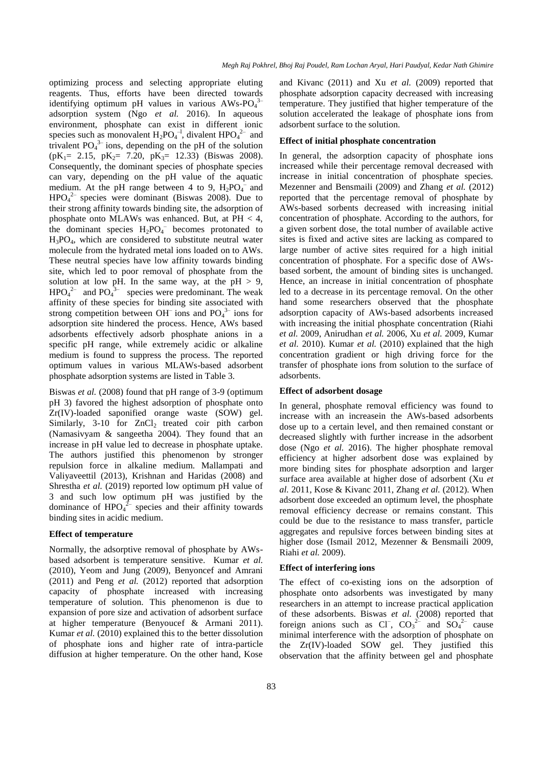optimizing process and selecting appropriate eluting reagents. Thus, efforts have been directed towards identifying optimum pH values in various AWs-$PO_4^{3-}$ adsorption system (Ngo *et al.* 2016). In aqueous environment, phosphate can exist in different ionic species such as monovalent $H_2PO_4^{-1}$, divalent $HPO_4^{2-}$ and trivalent $PO_4^{3-}$ ions, depending on the pH of the solution ($pK_1$= 2.15, $pK_2$= 7.20, $pK_3$= 12.33) (Biswas 2008). Consequently, the dominant species of phosphate species can vary, depending on the pH value of the aquatic medium. At the pH range between 4 to 9, $H_2PO_4^-$ and $HPO_4^{2-}$ species were dominant (Biswas 2008). Due to their strong affinity towards binding site, the adsorption of phosphate onto MLAWs was enhanced. But, at PH < 4, the dominant species $H_2PO_4^-$ becomes protonated to $H_3PO_4$, which are considered to substitute neutral water molecule from the hydrated metal ions loaded on to AWs. These neutral species have low affinity towards binding site, which led to poor removal of phosphate from the solution at low pH. In the same way, at the pH > 9, $HPO_4^{2-}$ and $PO_4^{3-}$ species were predominant. The weak affinity of these species for binding site associated with strong competition between $OH^-$ ions and $PO_4^{3-}$ ions for adsorption site hindered the process. Hence, AWs based adsorbents effectively adsorb phosphate anions in a specific pH range, while extremely acidic or alkaline medium is found to suppress the process. The reported optimum values in various MLAWs-based adsorbent phosphate adsorption systems are listed in Table 3.

Biswas *et al.* (2008) found that pH range of 3-9 (optimum pH 3) favored the highest adsorption of phosphate onto Zr(IV)-loaded saponified orange waste (SOW) gel. Similarly, 3-10 for $ZnCl_2$ treated coir pith carbon (Namasivyam & sangeetha 2004). They found that an increase in pH value led to decrease in phosphate uptake. The authors justified this phenomenon by stronger repulsion force in alkaline medium. Mallampati and Valiyaveettil (2013), Krishnan and Haridas (2008) and Shrestha *et al.* (2019) reported low optimum pH value of 3 and such low optimum pH was justified by the dominance of $HPO_4^{2-}$ species and their affinity towards binding sites in acidic medium.

**Effect of temperature**

Normally, the adsorptive removal of phosphate by AWs-based adsorbent is temperature sensitive. Kumar *et al.* (2010), Yeom and Jung (2009), Benyoncef and Amrani (2011) and Peng *et al.* (2012) reported that adsorption capacity of phosphate increased with increasing temperature of solution. This phenomenon is due to expansion of pore size and activation of adsorbent surface at higher temperature (Benyoucef & Armani 2011). Kumar *et al.* (2010) explained this to the better dissolution of phosphate ions and higher rate of intra-particle diffusion at higher temperature. On the other hand, Kose and Kivanc (2011) and Xu *et al.* (2009) reported that phosphate adsorption capacity decreased with increasing temperature. They justified that higher temperature of the solution accelerated the leakage of phosphate ions from adsorbent surface to the solution.

**Effect of initial phosphate concentration**

In general, the adsorption capacity of phosphate ions increased while their percentage removal decreased with increase in initial concentration of phosphate species. Mezenner and Bensmaili (2009) and Zhang *et al.* (2012) reported that the percentage removal of phosphate by AWs-based sorbents decreased with increasing initial concentration of phosphate. According to the authors, for a given sorbent dose, the total number of available active sites is fixed and active sites are lacking as compared to large number of active sites required for a high initial concentration of phosphate. For a specific dose of AWs-based sorbent, the amount of binding sites is unchanged. Hence, an increase in initial concentration of phosphate led to a decrease in its percentage removal. On the other hand some researchers observed that the phosphate adsorption capacity of AWs-based adsorbents increased with increasing the initial phosphate concentration (Riahi *et al.* 2009, Anirudhan *et al.* 2006, Xu *et al.* 2009, Kumar *et al.* 2010). Kumar *et al.* (2010) explained that the high concentration gradient or high driving force for the transfer of phosphate ions from solution to the surface of adsorbents.

**Effect of adsorbent dosage**

In general, phosphate removal efficiency was found to increase with an increasein the AWs-based adsorbents dose up to a certain level, and then remained constant or decreased slightly with further increase in the adsorbent dose (Ngo *et al.* 2016). The higher phosphate removal efficiency at higher adsorbent dose was explained by more binding sites for phosphate adsorption and larger surface area available at higher dose of adsorbent (Xu *et al.* 2011, Kose & Kivanc 2011, Zhang *et al.* (2012). When adsorbent dose exceeded an optimum level, the phosphate removal efficiency decrease or remains constant. This could be due to the resistance to mass transfer, particle aggregates and repulsive forces between binding sites at higher dose (Ismail 2012, Mezenner & Bensmaili 2009, Riahi *et al.* 2009).

**Effect of interfering ions**

The effect of co-existing ions on the adsorption of phosphate onto adsorbents was investigated by many researchers in an attempt to increase practical application of these adsorbents. Biswas *et al.* (2008) reported that foreign anions such as $Cl^-$, $CO_3^{2-}$ and $SO_4^{2-}$ cause minimal interference with the adsorption of phosphate on the Zr(IV)-loaded SOW gel. They justified this observation that the affinity between gel and phosphate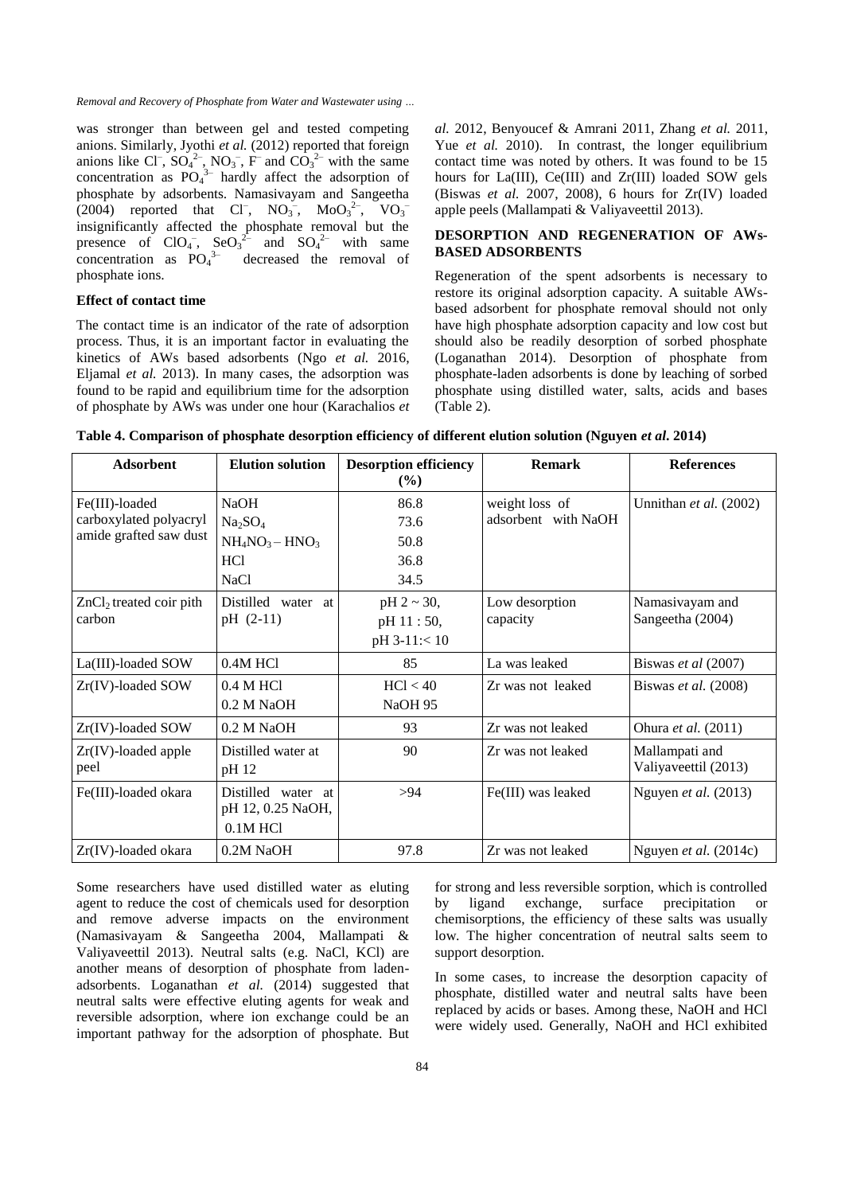was stronger than between gel and tested competing anions. Similarly, Jyothi *et al.* (2012) reported that foreign anions like $Cl^-$, $SO_4^{2-}$, $NO_3^-$, $F^-$ and $CO_3^{2-}$ with the same concentration as $PO_4^{3-}$ hardly affect the adsorption of phosphate by adsorbents. Namasivayam and Sangeetha (2004) reported that $Cl^-$, $NO_3^-$, $MoO_3^{2-}$, $VO_3^-$ insignificantly affected the phosphate removal but the presence of $ClO_4^-$, $SeO_3^{2-}$ and $SO_4^{2-}$ with same concentration as $PO_4^{3-}$ decreased the removal of phosphate ions.

### Effect of contact time

The contact time is an indicator of the rate of adsorption process. Thus, it is an important factor in evaluating the kinetics of AWs based adsorbents (Ngo *et al.* 2016, Eljamal *et al.* 2013). In many cases, the adsorption was found to be rapid and equilibrium time for the adsorption of phosphate by AWs was under one hour (Karachalios *et al.* 2012, Benyoucef & Amrani 2011, Zhang *et al.* 2011, Yue *et al.* 2010). In contrast, the longer equilibrium contact time was noted by others. It was found to be 15 hours for La(III), Ce(III) and Zr(III) loaded SOW gels (Biswas *et al.* 2007, 2008), 6 hours for Zr(IV) loaded apple peels (Mallampati & Valiyaveettil 2013).

## DESORPTION AND REGENERATION OF AWs-BASED ADSORBENTS

Regeneration of the spent adsorbents is necessary to restore its original adsorption capacity. A suitable AWs-based adsorbent for phosphate removal should not only have high phosphate adsorption capacity and low cost but should also be readily desorption of sorbed phosphate (Loganathan 2014). Desorption of phosphate from phosphate-laden adsorbents is done by leaching of sorbed phosphate using distilled water, salts, acids and bases (Table 2).

**Table 4. Comparison of phosphate desorption efficiency of different elution solution (Nguyen *et al.* 2014)**

| Adsorbent | Elution solution | Desorption efficiency (%) | Remark | References |
|---|---|---|---|---|
| Fe(III)-loaded carboxylated polyacryl amide grafted saw dust | NaOH<br>$Na_2SO_4$<br>$NH_4NO_3 - HNO_3$<br>HCl<br>NaCl | 86.8<br>73.6<br>50.8<br>36.8<br>34.5 | weight loss of adsorbent with NaOH | Unnithan *et al.* (2002) |
| $ZnCl_2$ treated coir pith carbon | Distilled water at pH (2-11) | pH 2 ~ 30,<br>pH 11 : 50,<br>pH 3-11:< 10 | Low desorption capacity | Namasivayam and Sangeetha (2004) |
| La(III)-loaded SOW | 0.4M HCl | 85 | La was leaked | Biswas *et al* (2007) |
| Zr(IV)-loaded SOW | 0.4 M HCl<br>0.2 M NaOH | HCl < 40<br>NaOH 95 | Zr was not leaked | Biswas *et al.* (2008) |
| Zr(IV)-loaded SOW | 0.2 M NaOH | 93 | Zr was not leaked | Ohura *et al.* (2011) |
| Zr(IV)-loaded apple peel | Distilled water at pH 12 | 90 | Zr was not leaked | Mallampati and Valiyaveettil (2013) |
| Fe(III)-loaded okara | Distilled water at pH 12, 0.25 NaOH,<br>0.1M HCl | >94 | Fe(III) was leaked | Nguyen *et al.* (2013) |
| Zr(IV)-loaded okara | 0.2M NaOH | 97.8 | Zr was not leaked | Nguyen *et al.* (2014c) |

Some researchers have used distilled water as eluting agent to reduce the cost of chemicals used for desorption and remove adverse impacts on the environment (Namasivayam & Sangeetha 2004, Mallampati & Valiyaveettil 2013). Neutral salts (e.g. NaCl, KCl) are another means of desorption of phosphate from laden-adsorbents. Loganathan *et al.* (2014) suggested that neutral salts were effective eluting agents for weak and reversible adsorption, where ion exchange could be an important pathway for the adsorption of phosphate. But for strong and less reversible sorption, which is controlled by ligand exchange, surface precipitation or chemisorptions, the efficiency of these salts was usually low. The higher concentration of neutral salts seem to support desorption.

In some cases, to increase the desorption capacity of phosphate, distilled water and neutral salts have been replaced by acids or bases. Among these, NaOH and HCl were widely used. Generally, NaOH and HCl exhibited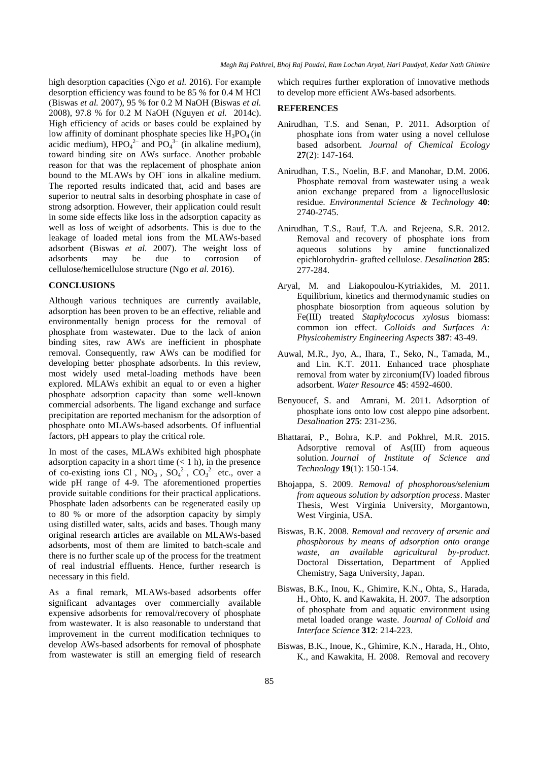high desorption capacities (Ngo *et al.* 2016). For example desorption efficiency was found to be 85 % for 0.4 M HCl (Biswas *et al.* 2007), 95 % for 0.2 M NaOH (Biswas *et al.* 2008), 97.8 % for 0.2 M NaOH (Nguyen *et al.* 2014c). High efficiency of acids or bases could be explained by low affinity of dominant phosphate species like $H_3PO_4$ (in acidic medium), $HPO_4^{2-}$ and $PO_4^{3-}$ (in alkaline medium), toward binding site on AWs surface. Another probable reason for that was the replacement of phosphate anion bound to the MLAWs by $OH^-$ ions in alkaline medium. The reported results indicated that, acid and bases are superior to neutral salts in desorbing phosphate in case of strong adsorption. However, their application could result in some side effects like loss in the adsorption capacity as well as loss of weight of adsorbents. This is due to the leakage of loaded metal ions from the MLAWs-based adsorbent (Biswas *et al.* 2007). The weight loss of adsorbents may be due to corrosion of cellulose/hemicellulose structure (Ngo *et al.* 2016).

## CONCLUSIONS

Although various techniques are currently available, adsorption has been proven to be an effective, reliable and environmentally benign process for the removal of phosphate from wastewater. Due to the lack of anion binding sites, raw AWs are inefficient in phosphate removal. Consequently, raw AWs can be modified for developing better phosphate adsorbents. In this review, most widely used metal-loading methods have been explored. MLAWs exhibit an equal to or even a higher phosphate adsorption capacity than some well-known commercial adsorbents. The ligand exchange and surface precipitation are reported mechanism for the adsorption of phosphate onto MLAWs-based adsorbents. Of influential factors, pH appears to play the critical role.

In most of the cases, MLAWs exhibited high phosphate adsorption capacity in a short time (< 1 h), in the presence of co-existing ions $Cl^-$, $NO_3^-$, $SO_4^{2-}$, $CO_3^{2-}$ etc., over a wide pH range of 4-9. The aforementioned properties provide suitable conditions for their practical applications. Phosphate laden adsorbents can be regenerated easily up to 80 % or more of the adsorption capacity by simply using distilled water, salts, acids and bases. Though many original research articles are available on MLAWs-based adsorbents, most of them are limited to batch-scale and there is no further scale up of the process for the treatment of real industrial effluents. Hence, further research is necessary in this field.

As a final remark, MLAWs-based adsorbents offer significant advantages over commercially available expensive adsorbents for removal/recovery of phosphate from wastewater. It is also reasonable to understand that improvement in the current modification techniques to develop AWs-based adsorbents for removal of phosphate from wastewater is still an emerging field of research which requires further exploration of innovative methods to develop more efficient AWs-based adsorbents.

## REFERENCES

Anirudhan, T.S. and Senan, P. 2011. Adsorption of phosphate ions from water using a novel cellulose based adsorbent. *Journal of Chemical Ecology* **27**(2): 147-164.

Anirudhan, T.S., Noelin, B.F. and Manohar, D.M. 2006. Phosphate removal from wastewater using a weak anion exchange prepared from a lignocelluslosic residue. *Environmental Science & Technology* **40**: 2740-2745.

Anirudhan, T.S., Rauf, T.A. and Rejeena, S.R. 2012. Removal and recovery of phosphate ions from aqueous solutions by amine functionalized epichlorohydrin- grafted cellulose. *Desalination* **285**: 277-284.

Aryal, M. and Liakopoulou-Kytriakides, M. 2011. Equilibrium, kinetics and thermodynamic studies on phosphate biosorption from aqueous solution by Fe(III) treated *Staphylococus xylosus* biomass: common ion effect. *Colloids and Surfaces A: Physicohemistry Engineering Aspects* **387**: 43-49.

Auwal, M.R., Jyo, A., Ihara, T., Seko, N., Tamada, M., and Lin. K.T. 2011. Enhanced trace phosphate removal from water by zirconium(IV) loaded fibrous adsorbent. *Water Resource* **45**: 4592-4600.

Benyoucef, S. and Amrani, M. 2011. Adsorption of phosphate ions onto low cost aleppo pine adsorbent. *Desalination* **275**: 231-236.

Bhattarai, P., Bohra, K.P. and Pokhrel, M.R. 2015. Adsorptive removal of As(III) from aqueous solution. *Journal of Institute of Science and Technology* **19**(1): 150-154.

Bhojappa, S. 2009. *Removal of phosphorous/selenium from aqueous solution by adsorption process*. Master Thesis, West Virginia University, Morgantown, West Virginia, USA.

Biswas, B.K. 2008. *Removal and recovery of arsenic and phosphorous by means of adsorption onto orange waste, an available agricultural by-product*. Doctoral Dissertation, Department of Applied Chemistry, Saga University, Japan.

Biswas, B.K., Inou, K., Ghimire, K.N., Ohta, S., Harada, H., Ohto, K. and Kawakita, H. 2007. The adsorption of phosphate from and aquatic environment using metal loaded orange waste. *Journal of Colloid and Interface Science* **312**: 214-223.

Biswas, B.K., Inoue, K., Ghimire, K.N., Harada, H., Ohto, K., and Kawakita, H. 2008. Removal and recovery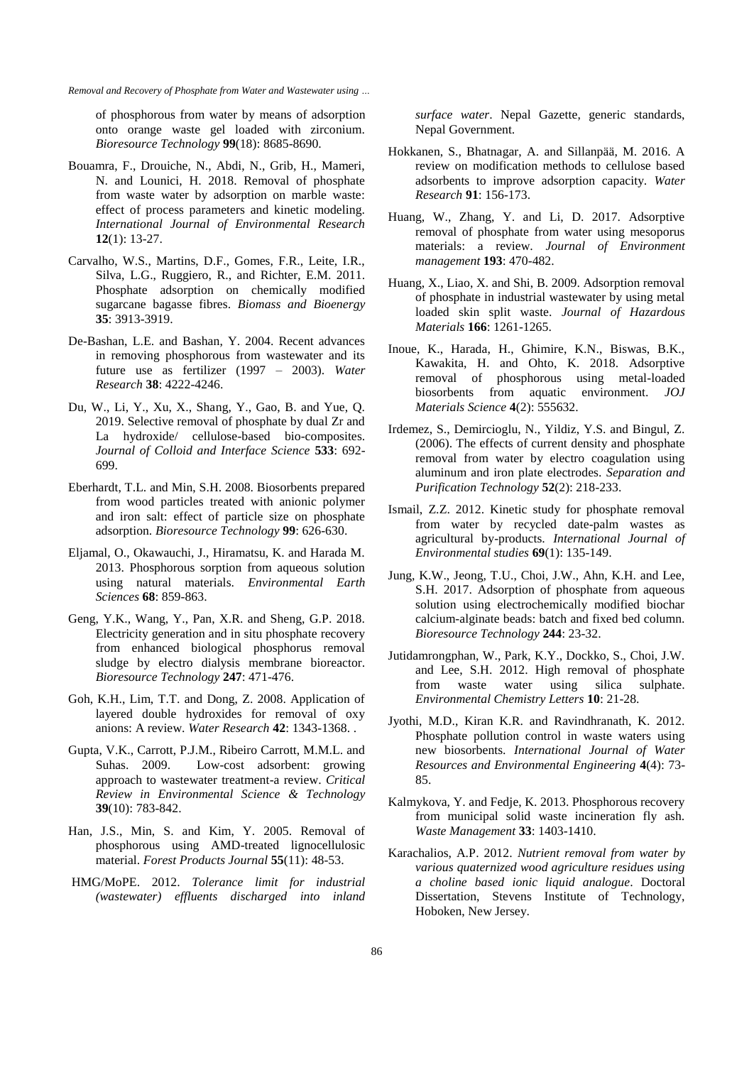of phosphorous from water by means of adsorption onto orange waste gel loaded with zirconium. *Bioresource Technology* **99**(18): 8685-8690.

Bouamra, F., Drouiche, N., Abdi, N., Grib, H., Mameri, N. and Lounici, H. 2018. Removal of phosphate from waste water by adsorption on marble waste: effect of process parameters and kinetic modeling. *International Journal of Environmental Research* **12**(1): 13-27.

Carvalho, W.S., Martins, D.F., Gomes, F.R., Leite, I.R., Silva, L.G., Ruggiero, R., and Richter, E.M. 2011. Phosphate adsorption on chemically modified sugarcane bagasse fibres. *Biomass and Bioenergy* **35**: 3913-3919.

De-Bashan, L.E. and Bashan, Y. 2004. Recent advances in removing phosphorous from wastewater and its future use as fertilizer (1997 – 2003). *Water Research* **38**: 4222-4246.

Du, W., Li, Y., Xu, X., Shang, Y., Gao, B. and Yue, Q. 2019. Selective removal of phosphate by dual Zr and La hydroxide/ cellulose-based bio-composites. *Journal of Colloid and Interface Science* **533**: 692-699.

Eberhardt, T.L. and Min, S.H. 2008. Biosorbents prepared from wood particles treated with anionic polymer and iron salt: effect of particle size on phosphate adsorption. *Bioresource Technology* **99**: 626-630.

Eljamal, O., Okawauchi, J., Hiramatsu, K. and Harada M. 2013. Phosphorous sorption from aqueous solution using natural materials. *Environmental Earth Sciences* **68**: 859-863.

Geng, Y.K., Wang, Y., Pan, X.R. and Sheng, G.P. 2018. Electricity generation and in situ phosphate recovery from enhanced biological phosphorus removal sludge by electro dialysis membrane bioreactor. *Bioresource Technology* **247**: 471-476.

Goh, K.H., Lim, T.T. and Dong, Z. 2008. Application of layered double hydroxides for removal of oxy anions: A review. *Water Research* **42**: 1343-1368. .

Gupta, V.K., Carrott, P.J.M., Ribeiro Carrott, M.M.L. and Suhas. 2009. Low-cost adsorbent: growing approach to wastewater treatment-a review. *Critical Review in Environmental Science & Technology* **39**(10): 783-842.

Han, J.S., Min, S. and Kim, Y. 2005. Removal of phosphorous using AMD-treated lignocellulosic material. *Forest Products Journal* **55**(11): 48-53.

HMG/MoPE. 2012. *Tolerance limit for industrial (wastewater) effluents discharged into inland surface water*. Nepal Gazette, generic standards, Nepal Government.

Hokkanen, S., Bhatnagar, A. and Sillanpää, M. 2016. A review on modification methods to cellulose based adsorbents to improve adsorption capacity. *Water Research* **91**: 156-173.

Huang, W., Zhang, Y. and Li, D. 2017. Adsorptive removal of phosphate from water using mesoporus materials: a review. *Journal of Environment management* **193**: 470-482.

Huang, X., Liao, X. and Shi, B. 2009. Adsorption removal of phosphate in industrial wastewater by using metal loaded skin split waste. *Journal of Hazardous Materials* **166**: 1261-1265.

Inoue, K., Harada, H., Ghimire, K.N., Biswas, B.K., Kawakita, H. and Ohto, K. 2018. Adsorptive removal of phosphorous using metal-loaded biosorbents from aquatic environment. *JOJ Materials Science* **4**(2): 555632.

Irdemez, S., Demircioglu, N., Yildiz, Y.S. and Bingul, Z. (2006). The effects of current density and phosphate removal from water by electro coagulation using aluminum and iron plate electrodes. *Separation and Purification Technology* **52**(2): 218-233.

Ismail, Z.Z. 2012. Kinetic study for phosphate removal from water by recycled date-palm wastes as agricultural by-products. *International Journal of Environmental studies* **69**(1): 135-149.

Jung, K.W., Jeong, T.U., Choi, J.W., Ahn, K.H. and Lee, S.H. 2017. Adsorption of phosphate from aqueous solution using electrochemically modified biochar calcium-alginate beads: batch and fixed bed column. *Bioresource Technology* **244**: 23-32.

Jutidamrongphan, W., Park, K.Y., Dockko, S., Choi, J.W. and Lee, S.H. 2012. High removal of phosphate from waste water using silica sulphate. *Environmental Chemistry Letters* **10**: 21-28.

Jyothi, M.D., Kiran K.R. and Ravindhranath, K. 2012. Phosphate pollution control in waste waters using new biosorbents. *International Journal of Water Resources and Environmental Engineering* **4**(4): 73-85.

Kalmykova, Y. and Fedje, K. 2013. Phosphorous recovery from municipal solid waste incineration fly ash. *Waste Management* **33**: 1403-1410.

Karachalios, A.P. 2012. *Nutrient removal from water by various quaternized wood agriculture residues using a choline based ionic liquid analogue*. Doctoral Dissertation, Stevens Institute of Technology, Hoboken, New Jersey.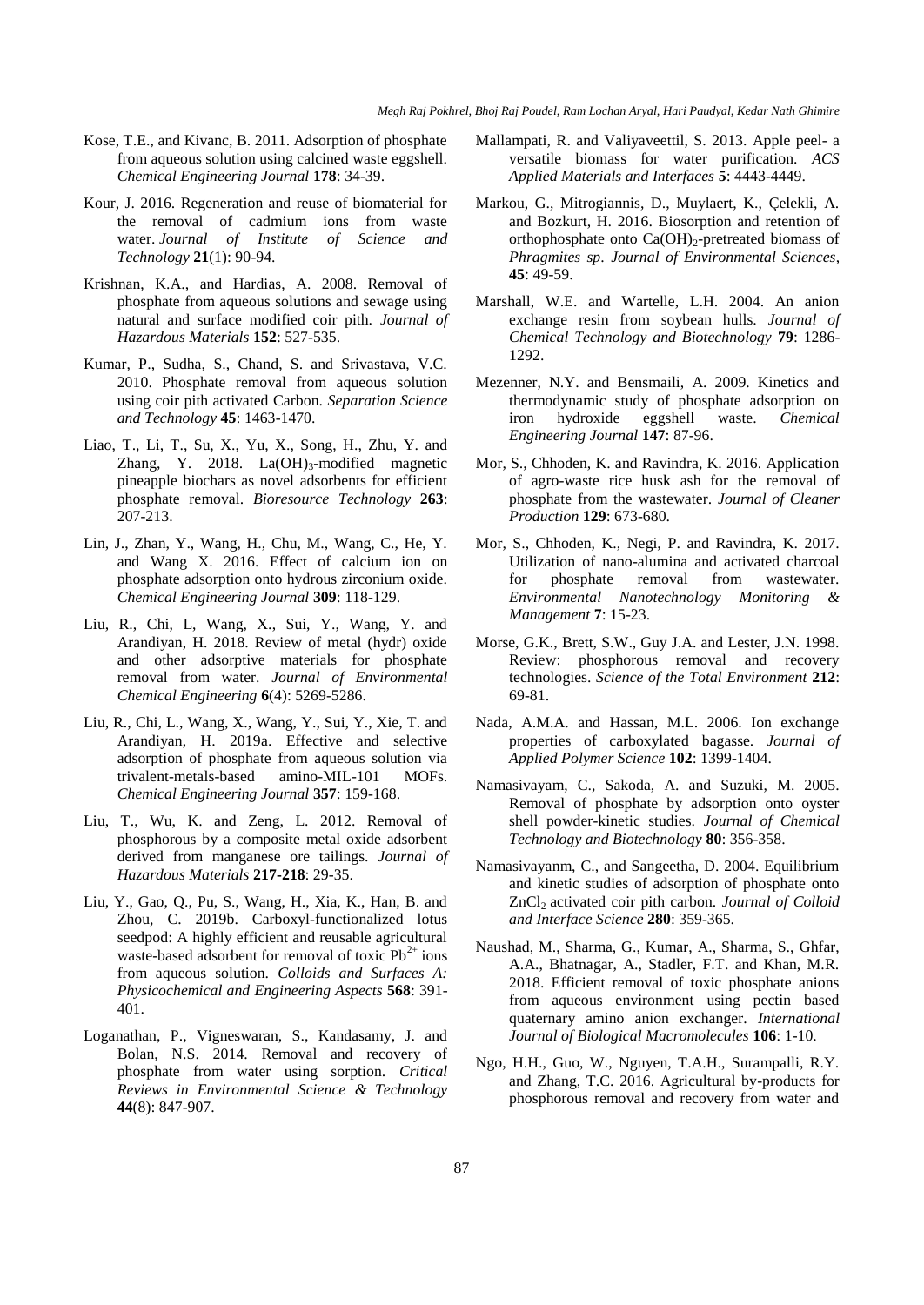Kose, T.E., and Kivanc, B. 2011. Adsorption of phosphate from aqueous solution using calcined waste eggshell. *Chemical Engineering Journal* **178**: 34-39.

Kour, J. 2016. Regeneration and reuse of biomaterial for the removal of cadmium ions from waste water. *Journal of Institute of Science and Technology* **21**(1): 90-94.

Krishnan, K.A., and Hardias, A. 2008. Removal of phosphate from aqueous solutions and sewage using natural and surface modified coir pith. *Journal of Hazardous Materials* **152**: 527-535.

Kumar, P., Sudha, S., Chand, S. and Srivastava, V.C. 2010. Phosphate removal from aqueous solution using coir pith activated Carbon. *Separation Science and Technology* **45**: 1463-1470.

Liao, T., Li, T., Su, X., Yu, X., Song, H., Zhu, Y. and Zhang, Y. 2018. $La(OH)_3$-modified magnetic pineapple biochars as novel adsorbents for efficient phosphate removal. *Bioresource Technology* **263**: 207-213.

Lin, J., Zhan, Y., Wang, H., Chu, M., Wang, C., He, Y. and Wang X. 2016. Effect of calcium ion on phosphate adsorption onto hydrous zirconium oxide. *Chemical Engineering Journal* **309**: 118-129.

Liu, R., Chi, L, Wang, X., Sui, Y., Wang, Y. and Arandiyan, H. 2018. Review of metal (hydr) oxide and other adsorptive materials for phosphate removal from water. *Journal of Environmental Chemical Engineering* **6**(4): 5269-5286.

Liu, R., Chi, L., Wang, X., Wang, Y., Sui, Y., Xie, T. and Arandiyan, H. 2019a. Effective and selective adsorption of phosphate from aqueous solution via trivalent-metals-based amino-MIL-101 MOFs. *Chemical Engineering Journal* **357**: 159-168.

Liu, T., Wu, K. and Zeng, L. 2012. Removal of phosphorous by a composite metal oxide adsorbent derived from manganese ore tailings. *Journal of Hazardous Materials* **217-218**: 29-35.

Liu, Y., Gao, Q., Pu, S., Wang, H., Xia, K., Han, B. and Zhou, C. 2019b. Carboxyl-functionalized lotus seedpod: A highly efficient and reusable agricultural waste-based adsorbent for removal of toxic $Pb^{2+}$ ions from aqueous solution. *Colloids and Surfaces A: Physicochemical and Engineering Aspects* **568**: 391-401.

Loganathan, P., Vigneswaran, S., Kandasamy, J. and Bolan, N.S. 2014. Removal and recovery of phosphate from water using sorption. *Critical Reviews in Environmental Science & Technology* **44**(8): 847-907.

Mallampati, R. and Valiyaveettil, S. 2013. Apple peel- a versatile biomass for water purification. *ACS Applied Materials and Interfaces* **5**: 4443-4449.

Markou, G., Mitrogiannis, D., Muylaert, K., Çelekli, A. and Bozkurt, H. 2016. Biosorption and retention of orthophosphate onto $Ca(OH)_2$-pretreated biomass of *Phragmites sp*. *Journal of Environmental Sciences*, **45**: 49-59.

Marshall, W.E. and Wartelle, L.H. 2004. An anion exchange resin from soybean hulls. *Journal of Chemical Technology and Biotechnology* **79**: 1286-1292.

Mezenner, N.Y. and Bensmaili, A. 2009. Kinetics and thermodynamic study of phosphate adsorption on iron hydroxide eggshell waste. *Chemical Engineering Journal* **147**: 87-96.

Mor, S., Chhoden, K. and Ravindra, K. 2016. Application of agro-waste rice husk ash for the removal of phosphate from the wastewater. *Journal of Cleaner Production* **129**: 673-680.

Mor, S., Chhoden, K., Negi, P. and Ravindra, K. 2017. Utilization of nano-alumina and activated charcoal for phosphate removal from wastewater. *Environmental Nanotechnology Monitoring & Management* **7**: 15-23.

Morse, G.K., Brett, S.W., Guy J.A. and Lester, J.N. 1998. Review: phosphorous removal and recovery technologies. *Science of the Total Environment* **212**: 69-81.

Nada, A.M.A. and Hassan, M.L. 2006. Ion exchange properties of carboxylated bagasse. *Journal of Applied Polymer Science* **102**: 1399-1404.

Namasivayam, C., Sakoda, A. and Suzuki, M. 2005. Removal of phosphate by adsorption onto oyster shell powder-kinetic studies. *Journal of Chemical Technology and Biotechnology* **80**: 356-358.

Namasivayanm, C., and Sangeetha, D. 2004. Equilibrium and kinetic studies of adsorption of phosphate onto $ZnCl_2$ activated coir pith carbon. *Journal of Colloid and Interface Science* **280**: 359-365.

Naushad, M., Sharma, G., Kumar, A., Sharma, S., Ghfar, A.A., Bhatnagar, A., Stadler, F.T. and Khan, M.R. 2018. Efficient removal of toxic phosphate anions from aqueous environment using pectin based quaternary amino anion exchanger. *International Journal of Biological Macromolecules* **106**: 1-10.

Ngo, H.H., Guo, W., Nguyen, T.A.H., Surampalli, R.Y. and Zhang, T.C. 2016. Agricultural by-products for phosphorous removal and recovery from water and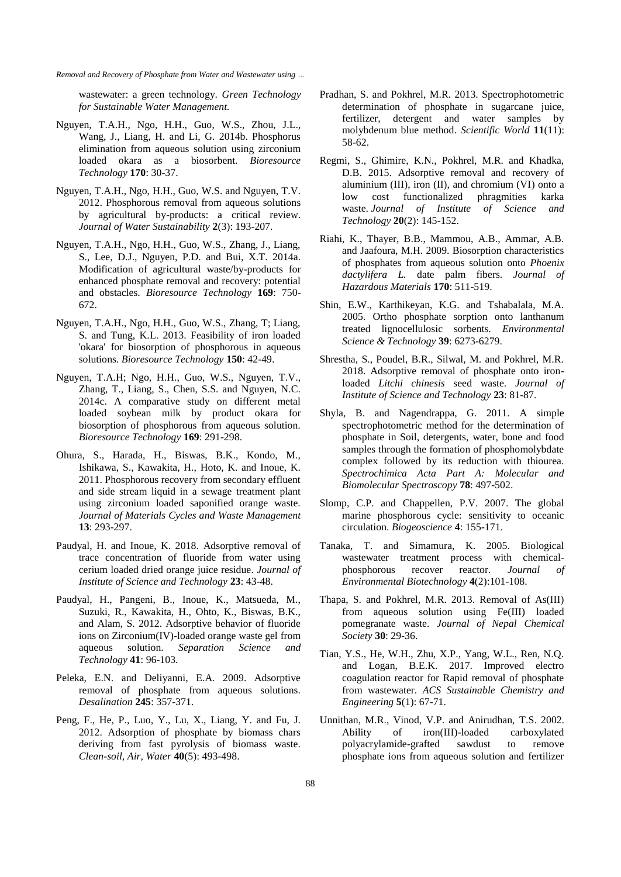wastewater: a green technology. *Green Technology for Sustainable Water Management.*

Nguyen, T.A.H., Ngo, H.H., Guo, W.S., Zhou, J.L., Wang, J., Liang, H. and Li, G. 2014b. Phosphorus elimination from aqueous solution using zirconium loaded okara as a biosorbent. *Bioresource Technology* **170**: 30-37.

Nguyen, T.A.H., Ngo, H.H., Guo, W.S. and Nguyen, T.V. 2012. Phosphorous removal from aqueous solutions by agricultural by-products: a critical review. *Journal of Water Sustainability* **2**(3): 193-207.

Nguyen, T.A.H., Ngo, H.H., Guo, W.S., Zhang, J., Liang, S., Lee, D.J., Nguyen, P.D. and Bui, X.T. 2014a. Modification of agricultural waste/by-products for enhanced phosphate removal and recovery: potential and obstacles. *Bioresource Technology* **169**: 750-672.

Nguyen, T.A.H., Ngo, H.H., Guo, W.S., Zhang, T; Liang, S. and Tung, K.L. 2013. Feasibility of iron loaded 'okara' for biosorption of phosphorous in aqueous solutions. *Bioresource Technology* **150**: 42-49.

Nguyen, T.A.H; Ngo, H.H., Guo, W.S., Nguyen, T.V., Zhang, T., Liang, S., Chen, S.S. and Nguyen, N.C. 2014c. A comparative study on different metal loaded soybean milk by product okara for biosorption of phosphorous from aqueous solution. *Bioresource Technology* **169**: 291-298.

Ohura, S., Harada, H., Biswas, B.K., Kondo, M., Ishikawa, S., Kawakita, H., Hoto, K. and Inoue, K. 2011. Phosphorous recovery from secondary effluent and side stream liquid in a sewage treatment plant using zirconium loaded saponified orange waste. *Journal of Materials Cycles and Waste Management* **13**: 293-297.

Paudyal, H. and Inoue, K. 2018. Adsorptive removal of trace concentration of fluoride from water using cerium loaded dried orange juice residue. *Journal of Institute of Science and Technology* **23**: 43-48.

Paudyal, H., Pangeni, B., Inoue, K., Matsueda, M., Suzuki, R., Kawakita, H., Ohto, K., Biswas, B.K., and Alam, S. 2012. Adsorptive behavior of fluoride ions on Zirconium(IV)-loaded orange waste gel from aqueous solution. *Separation Science and Technology* **41**: 96-103.

Peleka, E.N. and Deliyanni, E.A. 2009. Adsorptive removal of phosphate from aqueous solutions. *Desalination* **245**: 357-371.

Peng, F., He, P., Luo, Y., Lu, X., Liang, Y. and Fu, J. 2012. Adsorption of phosphate by biomass chars deriving from fast pyrolysis of biomass waste. *Clean-soil, Air, Water* **40**(5): 493-498.

Pradhan, S. and Pokhrel, M.R. 2013. Spectrophotometric determination of phosphate in sugarcane juice, fertilizer, detergent and water samples by molybdenum blue method. *Scientific World* **11**(11): 58-62.

Regmi, S., Ghimire, K.N., Pokhrel, M.R. and Khadka, D.B. 2015. Adsorptive removal and recovery of aluminium (III), iron (II), and chromium (VI) onto a low cost functionalized phragmities karka waste. *Journal of Institute of Science and Technology* **20**(2): 145-152.

Riahi, K., Thayer, B.B., Mammou, A.B., Ammar, A.B. and Jaafoura, M.H. 2009. Biosorption characteristics of phosphates from aqueous solution onto *Phoenix dactylifera L.* date palm fibers. *Journal of Hazardous Materials* **170**: 511-519.

Shin, E.W., Karthikeyan, K.G. and Tshabalala, M.A. 2005. Ortho phosphate sorption onto lanthanum treated lignocellulosic sorbents. *Environmental Science & Technology* **39**: 6273-6279.

Shrestha, S., Poudel, B.R., Silwal, M. and Pokhrel, M.R. 2018. Adsorptive removal of phosphate onto iron-loaded *Litchi chinesis* seed waste. *Journal of Institute of Science and Technology* **23**: 81-87.

Shyla, B. and Nagendrappa, G. 2011. A simple spectrophotometric method for the determination of phosphate in Soil, detergents, water, bone and food samples through the formation of phosphomolybdate complex followed by its reduction with thiourea. *Spectrochimica Acta Part A: Molecular and Biomolecular Spectroscopy* **78**: 497-502.

Slomp, C.P. and Chappellen, P.V. 2007. The global marine phosphorous cycle: sensitivity to oceanic circulation. *Biogeoscience* **4**: 155-171.

Tanaka, T. and Simamura, K. 2005. Biological wastewater treatment process with chemical-phosphorous recover reactor. *Journal of Environmental Biotechnology* **4**(2):101-108.

Thapa, S. and Pokhrel, M.R. 2013. Removal of As(III) from aqueous solution using Fe(III) loaded pomegranate waste. *Journal of Nepal Chemical Society* **30**: 29-36.

Tian, Y.S., He, W.H., Zhu, X.P., Yang, W.L., Ren, N.Q. and Logan, B.E.K. 2017. Improved electro coagulation reactor for Rapid removal of phosphate from wastewater. *ACS Sustainable Chemistry and Engineering* **5**(1): 67-71.

Unnithan, M.R., Vinod, V.P. and Anirudhan, T.S. 2002. Ability of iron(III)-loaded carboxylated polyacrylamide-grafted sawdust to remove phosphate ions from aqueous solution and fertilizer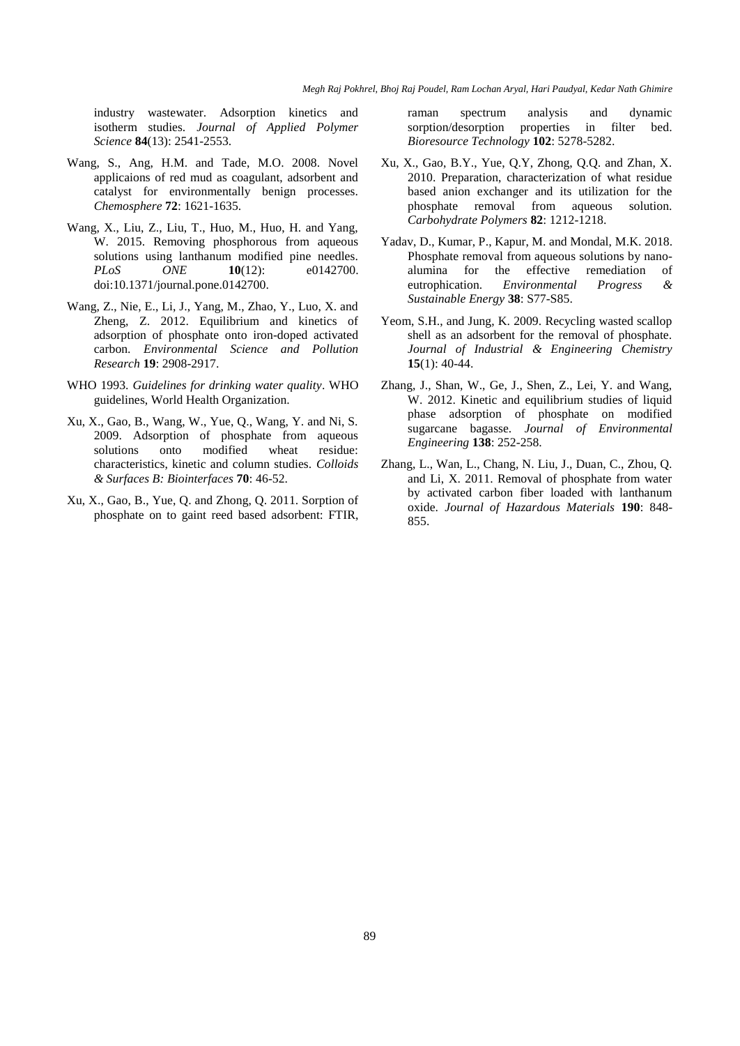industry wastewater. Adsorption kinetics and isotherm studies. *Journal of Applied Polymer Science* **84**(13): 2541-2553.

Wang, S., Ang, H.M. and Tade, M.O. 2008. Novel applicaions of red mud as coagulant, adsorbent and catalyst for environmentally benign processes. *Chemosphere* **72**: 1621-1635.

Wang, X., Liu, Z., Liu, T., Huo, M., Huo, H. and Yang, W. 2015. Removing phosphorous from aqueous solutions using lanthanum modified pine needles. *PLoS ONE* **10**(12): e0142700. doi:10.1371/journal.pone.0142700.

Wang, Z., Nie, E., Li, J., Yang, M., Zhao, Y., Luo, X. and Zheng, Z. 2012. Equilibrium and kinetics of adsorption of phosphate onto iron-doped activated carbon. *Environmental Science and Pollution Research* **19**: 2908-2917.

WHO 1993. *Guidelines for drinking water quality*. WHO guidelines, World Health Organization.

Xu, X., Gao, B., Wang, W., Yue, Q., Wang, Y. and Ni, S. 2009. Adsorption of phosphate from aqueous solutions onto modified wheat residue: characteristics, kinetic and column studies. *Colloids & Surfaces B: Biointerfaces* **70**: 46-52.

Xu, X., Gao, B., Yue, Q. and Zhong, Q. 2011. Sorption of phosphate on to gaint reed based adsorbent: FTIR, raman spectrum analysis and dynamic sorption/desorption properties in filter bed. *Bioresource Technology* **102**: 5278-5282.

Xu, X., Gao, B.Y., Yue, Q.Y, Zhong, Q.Q. and Zhan, X. 2010. Preparation, characterization of what residue based anion exchanger and its utilization for the phosphate removal from aqueous solution. *Carbohydrate Polymers* **82**: 1212-1218.

Yadav, D., Kumar, P., Kapur, M. and Mondal, M.K. 2018. Phosphate removal from aqueous solutions by nano-alumina for the effective remediation of eutrophication. *Environmental Progress & Sustainable Energy* **38**: S77-S85.

Yeom, S.H., and Jung, K. 2009. Recycling wasted scallop shell as an adsorbent for the removal of phosphate. *Journal of Industrial & Engineering Chemistry* **15**(1): 40-44.

Zhang, J., Shan, W., Ge, J., Shen, Z., Lei, Y. and Wang, W. 2012. Kinetic and equilibrium studies of liquid phase adsorption of phosphate on modified sugarcane bagasse. *Journal of Environmental Engineering* **138**: 252-258.

Zhang, L., Wan, L., Chang, N. Liu, J., Duan, C., Zhou, Q. and Li, X. 2011. Removal of phosphate from water by activated carbon fiber loaded with lanthanum oxide. *Journal of Hazardous Materials* **190**: 848-855.